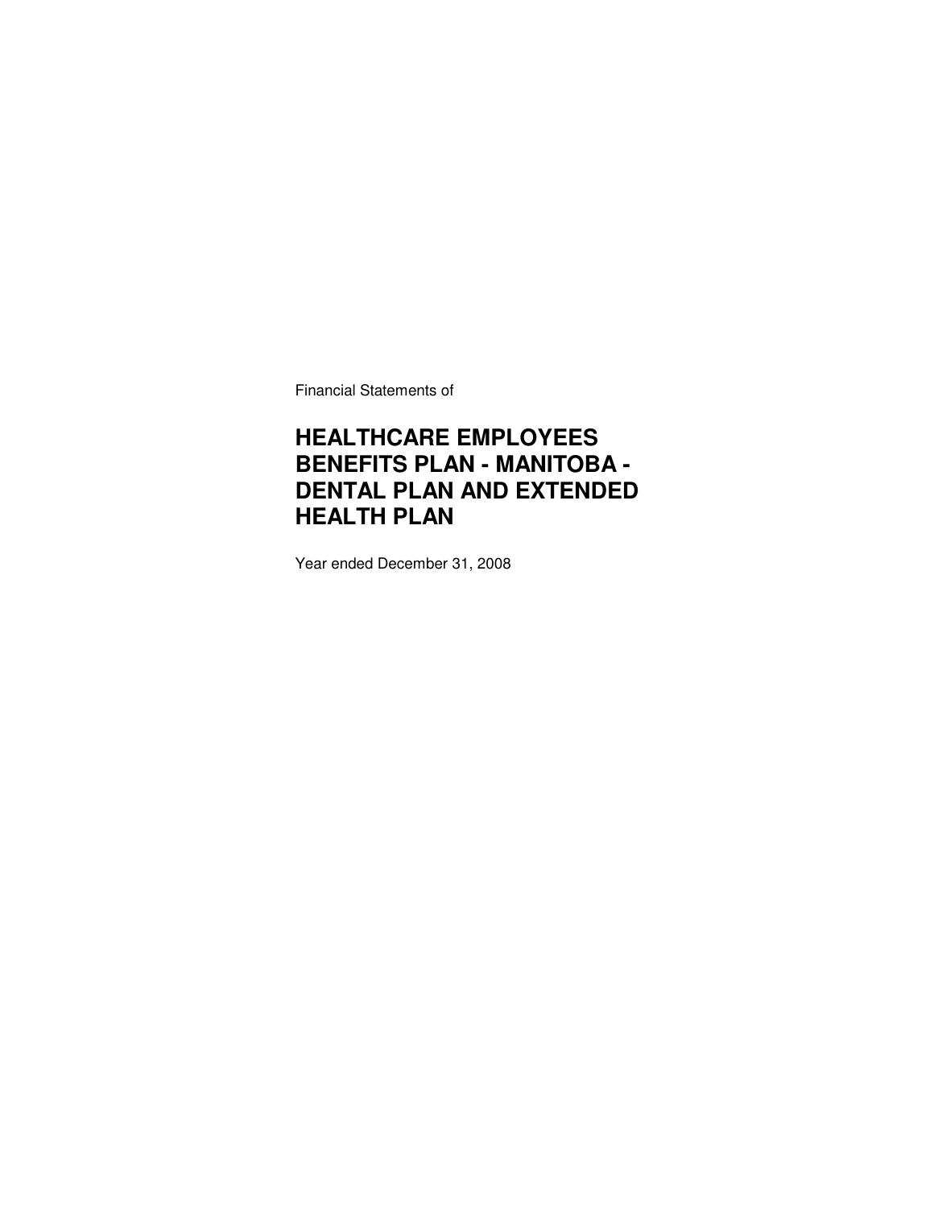Financial Statements of

# HEALTHCARE EMPLOYEES BENEFITS PLAN - MANITOBA - DENTAL PLAN AND EXTENDED HEALTH PLAN

Year ended December 31, 2008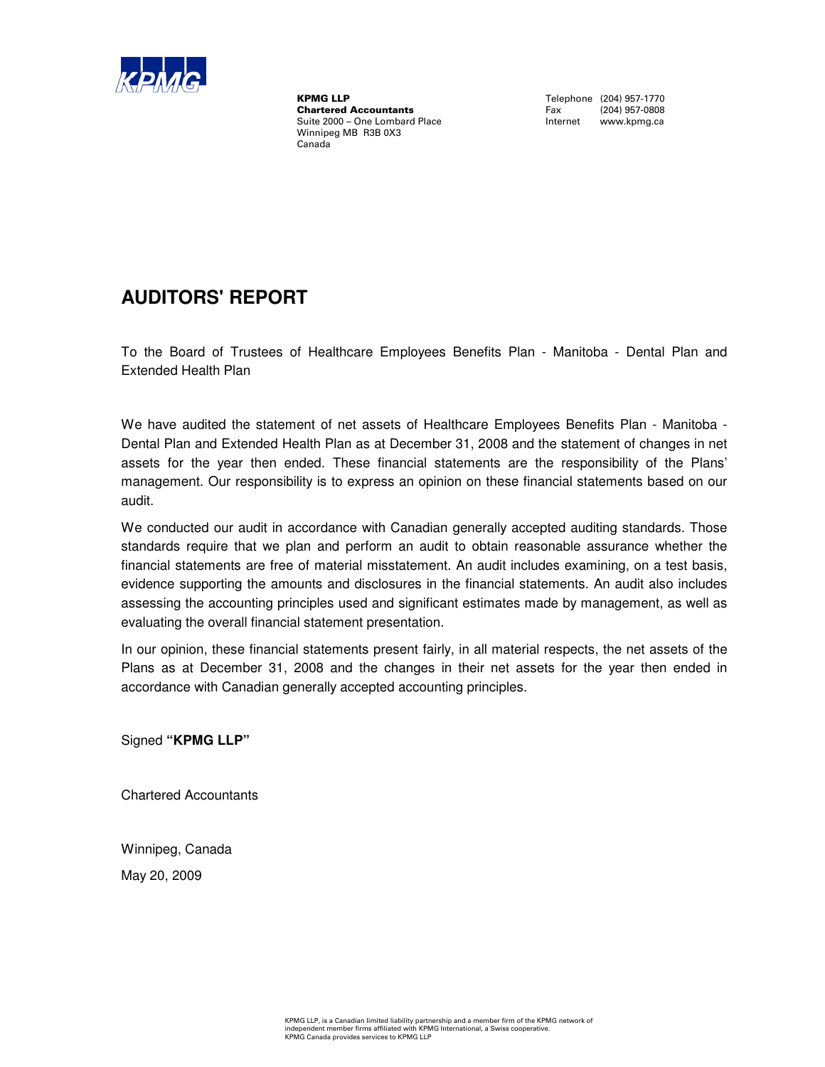**KPMG LLP**
**Chartered Accountants**
Suite 2000 – One Lombard Place
Winnipeg MB R3B 0X3
Canada

Telephone (204) 957-1770
Fax (204) 957-0808
Internet www.kpmg.ca

# AUDITORS' REPORT

To the Board of Trustees of Healthcare Employees Benefits Plan - Manitoba - Dental Plan and Extended Health Plan

We have audited the statement of net assets of Healthcare Employees Benefits Plan - Manitoba - Dental Plan and Extended Health Plan as at December 31, 2008 and the statement of changes in net assets for the year then ended. These financial statements are the responsibility of the Plans' management. Our responsibility is to express an opinion on these financial statements based on our audit.

We conducted our audit in accordance with Canadian generally accepted auditing standards. Those standards require that we plan and perform an audit to obtain reasonable assurance whether the financial statements are free of material misstatement. An audit includes examining, on a test basis, evidence supporting the amounts and disclosures in the financial statements. An audit also includes assessing the accounting principles used and significant estimates made by management, as well as evaluating the overall financial statement presentation.

In our opinion, these financial statements present fairly, in all material respects, the net assets of the Plans as at December 31, 2008 and the changes in their net assets for the year then ended in accordance with Canadian generally accepted accounting principles.

Signed **"KPMG LLP"**

Chartered Accountants

Winnipeg, Canada

May 20, 2009

KPMG LLP, is a Canadian limited liability partnership and a member firm of the KPMG network of independent member firms affiliated with KPMG International, a Swiss cooperative.
KPMG Canada provides services to KPMG LLP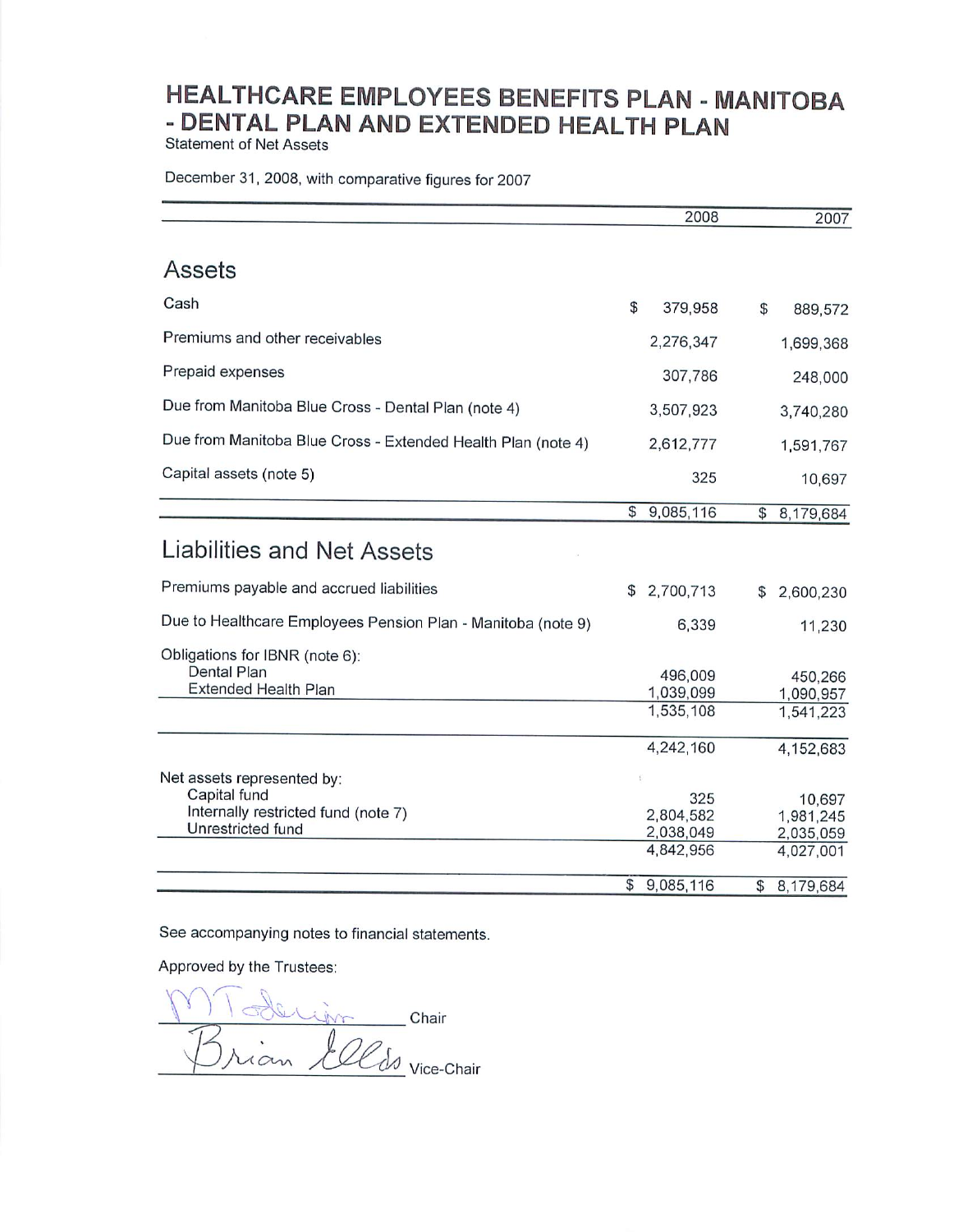# HEALTHCARE EMPLOYEES BENEFITS PLAN - MANITOBA - DENTAL PLAN AND EXTENDED HEALTH PLAN

Statement of Net Assets

December 31, 2008, with comparative figures for 2007

| | 2008 | 2007 |
|---|---|---|
| **Assets** | | |
| Cash | $ 379,958 | $ 889,572 |
| Premiums and other receivables | 2,276,347 | 1,699,368 |
| Prepaid expenses | 307,786 | 248,000 |
| Due from Manitoba Blue Cross - Dental Plan (note 4) | 3,507,923 | 3,740,280 |
| Due from Manitoba Blue Cross - Extended Health Plan (note 4) | 2,612,777 | 1,591,767 |
| Capital assets (note 5) | 325 | 10,697 |
| | $ 9,085,116 | $ 8,179,684 |
| **Liabilities and Net Assets** | | |
| Premiums payable and accrued liabilities | $ 2,700,713 | $ 2,600,230 |
| Due to Healthcare Employees Pension Plan - Manitoba (note 9) | 6,339 | 11,230 |
| Obligations for IBNR (note 6): | | |
| Dental Plan | 496,009 | 450,266 |
| Extended Health Plan | 1,039,099 | 1,090,957 |
| | 1,535,108 | 1,541,223 |
| | 4,242,160 | 4,152,683 |
| Net assets represented by: | | |
| Capital fund | 325 | 10,697 |
| Internally restricted fund (note 7) | 2,804,582 | 1,981,245 |
| Unrestricted fund | 2,038,049 | 2,035,059 |
| | 4,842,956 | 4,027,001 |
| | $ 9,085,116 | $ 8,179,684 |

See accompanying notes to financial statements.

Approved by the Trustees:

M Toderian Chair

Brian Ellis Vice-Chair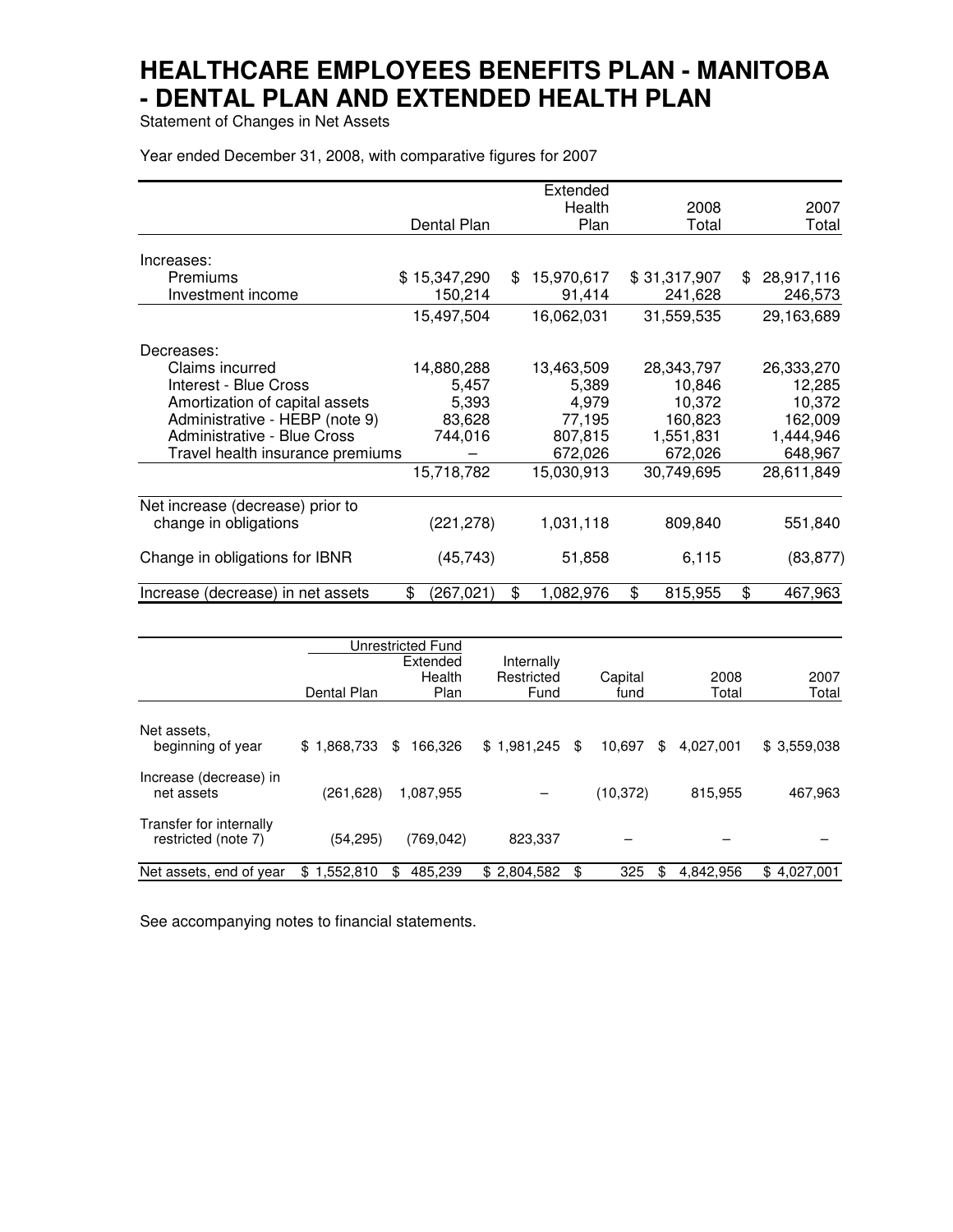# HEALTHCARE EMPLOYEES BENEFITS PLAN - MANITOBA - DENTAL PLAN AND EXTENDED HEALTH PLAN

Statement of Changes in Net Assets

Year ended December 31, 2008, with comparative figures for 2007

| | Dental Plan | Extended Health Plan | 2008 Total | 2007 Total |
|---|---|---|---|---|
| Increases: | | | | |
| Premiums | $ 15,347,290 | $ 15,970,617 | $ 31,317,907 | $ 28,917,116 |
| Investment income | 150,214 | 91,414 | 241,628 | 246,573 |
| | 15,497,504 | 16,062,031 | 31,559,535 | 29,163,689 |
| Decreases: | | | | |
| Claims incurred | 14,880,288 | 13,463,509 | 28,343,797 | 26,333,270 |
| Interest - Blue Cross | 5,457 | 5,389 | 10,846 | 12,285 |
| Amortization of capital assets | 5,393 | 4,979 | 10,372 | 10,372 |
| Administrative - HEBP (note 9) | 83,628 | 77,195 | 160,823 | 162,009 |
| Administrative - Blue Cross | 744,016 | 807,815 | 1,551,831 | 1,444,946 |
| Travel health insurance premiums | – | 672,026 | 672,026 | 648,967 |
| | 15,718,782 | 15,030,913 | 30,749,695 | 28,611,849 |
| Net increase (decrease) prior to change in obligations | (221,278) | 1,031,118 | 809,840 | 551,840 |
| Change in obligations for IBNR | (45,743) | 51,858 | 6,115 | (83,877) |
| Increase (decrease) in net assets | $ (267,021) | $ 1,082,976 | $ 815,955 | $ 467,963 |

| | Unrestricted Fund | | | | | |
|---|---|---|---|---|---|---|
| | Dental Plan | Extended Health Plan | Internally Restricted Fund | Capital fund | 2008 Total | 2007 Total |
| Net assets, beginning of year | $ 1,868,733 | $ 166,326 | $ 1,981,245 | $ 10,697 | $ 4,027,001 | $ 3,559,038 |
| Increase (decrease) in net assets | (261,628) | 1,087,955 | – | (10,372) | 815,955 | 467,963 |
| Transfer for internally restricted (note 7) | (54,295) | (769,042) | 823,337 | – | – | – |
| Net assets, end of year | $ 1,552,810 | $ 485,239 | $ 2,804,582 | $ 325 | $ 4,842,956 | $ 4,027,001 |

See accompanying notes to financial statements.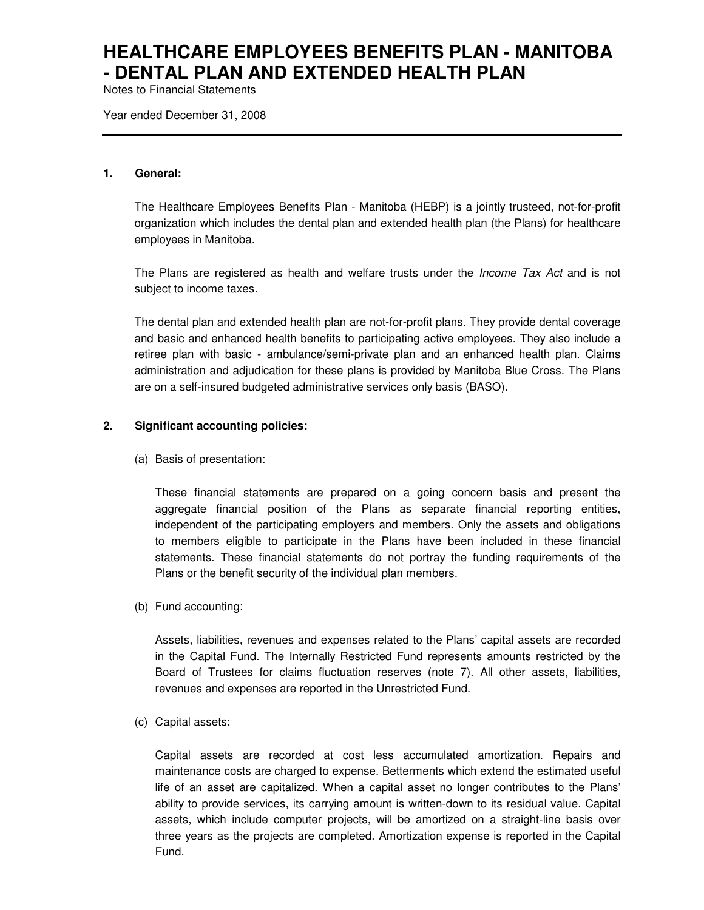# HEALTHCARE EMPLOYEES BENEFITS PLAN - MANITOBA - DENTAL PLAN AND EXTENDED HEALTH PLAN

Notes to Financial Statements

Year ended December 31, 2008

---

**1. General:**

The Healthcare Employees Benefits Plan - Manitoba (HEBP) is a jointly trusteed, not-for-profit organization which includes the dental plan and extended health plan (the Plans) for healthcare employees in Manitoba.

The Plans are registered as health and welfare trusts under the *Income Tax Act* and is not subject to income taxes.

The dental plan and extended health plan are not-for-profit plans. They provide dental coverage and basic and enhanced health benefits to participating active employees. They also include a retiree plan with basic - ambulance/semi-private plan and an enhanced health plan. Claims administration and adjudication for these plans is provided by Manitoba Blue Cross. The Plans are on a self-insured budgeted administrative services only basis (BASO).

**2. Significant accounting policies:**

(a) Basis of presentation:

These financial statements are prepared on a going concern basis and present the aggregate financial position of the Plans as separate financial reporting entities, independent of the participating employers and members. Only the assets and obligations to members eligible to participate in the Plans have been included in these financial statements. These financial statements do not portray the funding requirements of the Plans or the benefit security of the individual plan members.

(b) Fund accounting:

Assets, liabilities, revenues and expenses related to the Plans' capital assets are recorded in the Capital Fund. The Internally Restricted Fund represents amounts restricted by the Board of Trustees for claims fluctuation reserves (note 7). All other assets, liabilities, revenues and expenses are reported in the Unrestricted Fund.

(c) Capital assets:

Capital assets are recorded at cost less accumulated amortization. Repairs and maintenance costs are charged to expense. Betterments which extend the estimated useful life of an asset are capitalized. When a capital asset no longer contributes to the Plans' ability to provide services, its carrying amount is written-down to its residual value. Capital assets, which include computer projects, will be amortized on a straight-line basis over three years as the projects are completed. Amortization expense is reported in the Capital Fund.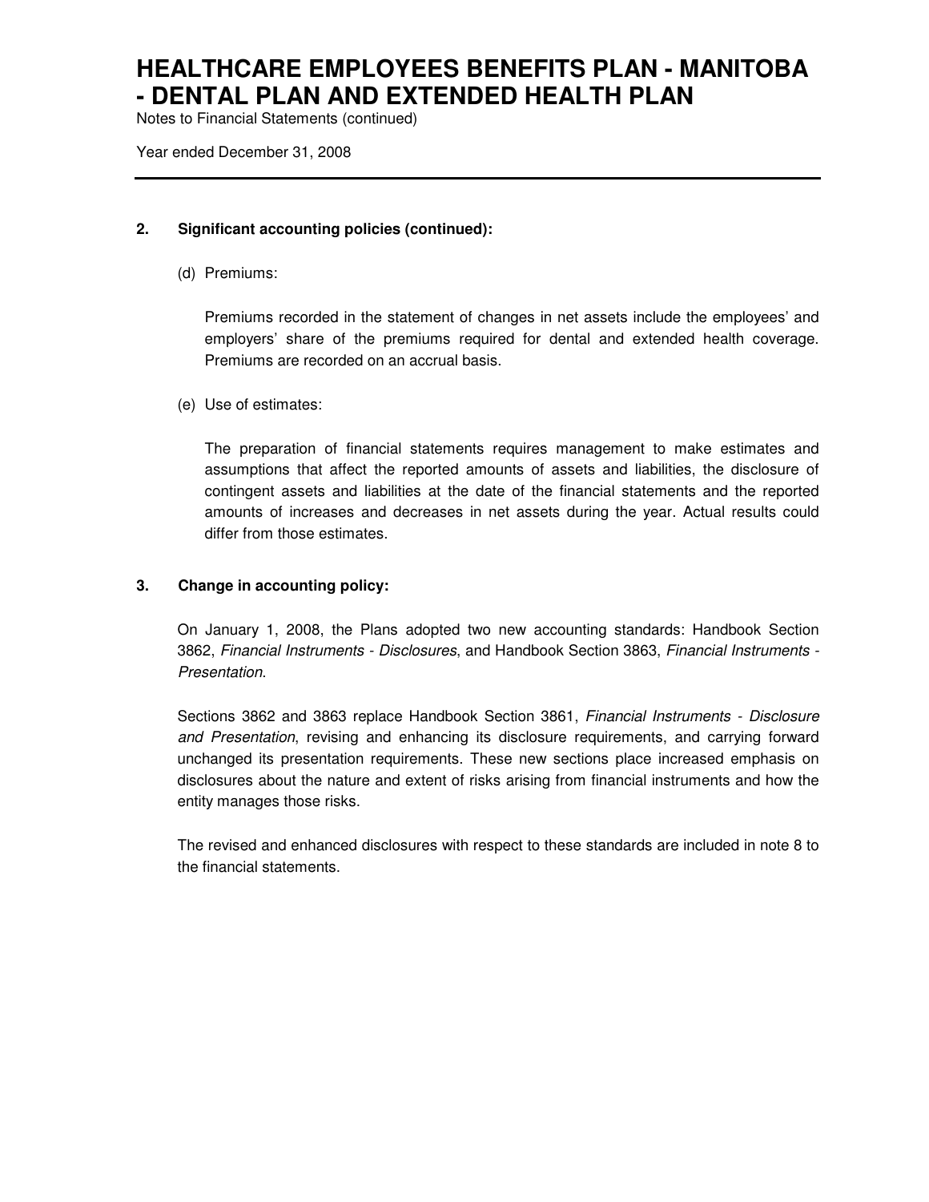## 2. Significant accounting policies (continued):

(d) Premiums:

Premiums recorded in the statement of changes in net assets include the employees' and employers' share of the premiums required for dental and extended health coverage. Premiums are recorded on an accrual basis.

(e) Use of estimates:

The preparation of financial statements requires management to make estimates and assumptions that affect the reported amounts of assets and liabilities, the disclosure of contingent assets and liabilities at the date of the financial statements and the reported amounts of increases and decreases in net assets during the year. Actual results could differ from those estimates.

## 3. Change in accounting policy:

On January 1, 2008, the Plans adopted two new accounting standards: Handbook Section 3862, *Financial Instruments - Disclosures*, and Handbook Section 3863, *Financial Instruments - Presentation*.

Sections 3862 and 3863 replace Handbook Section 3861, *Financial Instruments - Disclosure and Presentation*, revising and enhancing its disclosure requirements, and carrying forward unchanged its presentation requirements. These new sections place increased emphasis on disclosures about the nature and extent of risks arising from financial instruments and how the entity manages those risks.

The revised and enhanced disclosures with respect to these standards are included in note 8 to the financial statements.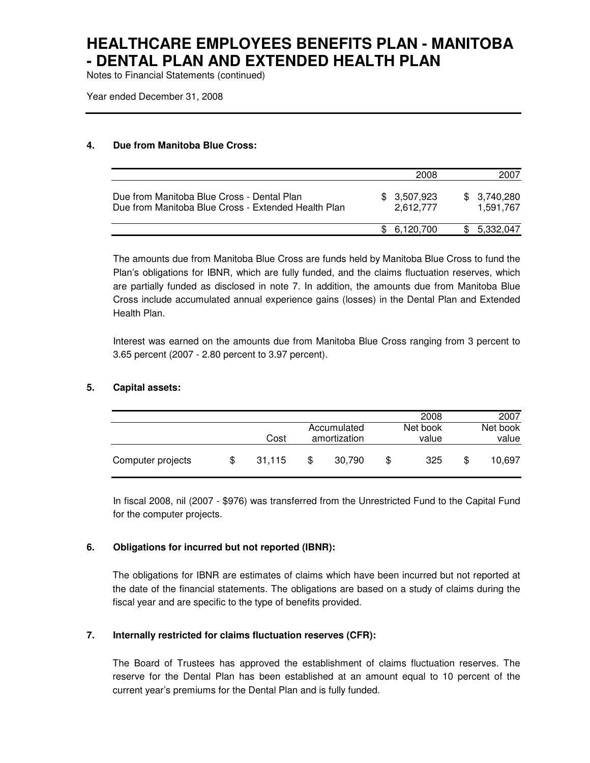# HEALTHCARE EMPLOYEES BENEFITS PLAN - MANITOBA - DENTAL PLAN AND EXTENDED HEALTH PLAN

Notes to Financial Statements (continued)

Year ended December 31, 2008

## 4. Due from Manitoba Blue Cross:

| | 2008 | 2007 |
|---|---|---|
| Due from Manitoba Blue Cross - Dental Plan | $ 3,507,923 | $ 3,740,280 |
| Due from Manitoba Blue Cross - Extended Health Plan | 2,612,777 | 1,591,767 |
| | $ 6,120,700 | $ 5,332,047 |

The amounts due from Manitoba Blue Cross are funds held by Manitoba Blue Cross to fund the Plan's obligations for IBNR, which are fully funded, and the claims fluctuation reserves, which are partially funded as disclosed in note 7. In addition, the amounts due from Manitoba Blue Cross include accumulated annual experience gains (losses) in the Dental Plan and Extended Health Plan.

Interest was earned on the amounts due from Manitoba Blue Cross ranging from 3 percent to 3.65 percent (2007 - 2.80 percent to 3.97 percent).

## 5. Capital assets:

| | Cost | Accumulated amortization | 2008 Net book value | 2007 Net book value |
|---|---|---|---|---|
| Computer projects | $ 31,115 | $ 30,790 | $ 325 | $ 10,697 |

In fiscal 2008, nil (2007 - $976) was transferred from the Unrestricted Fund to the Capital Fund for the computer projects.

## 6. Obligations for incurred but not reported (IBNR):

The obligations for IBNR are estimates of claims which have been incurred but not reported at the date of the financial statements. The obligations are based on a study of claims during the fiscal year and are specific to the type of benefits provided.

## 7. Internally restricted for claims fluctuation reserves (CFR):

The Board of Trustees has approved the establishment of claims fluctuation reserves. The reserve for the Dental Plan has been established at an amount equal to 10 percent of the current year's premiums for the Dental Plan and is fully funded.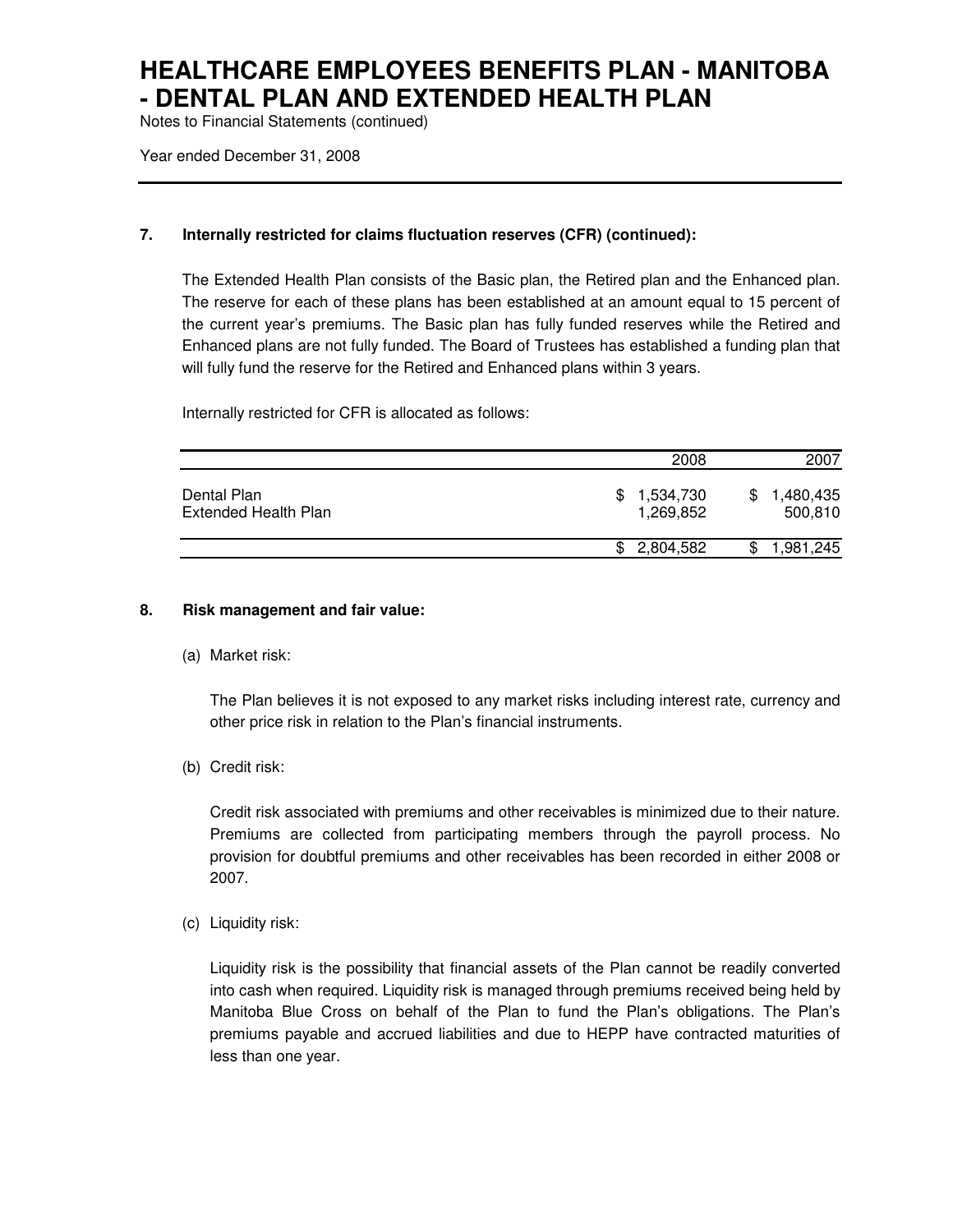### 7. Internally restricted for claims fluctuation reserves (CFR) (continued):

The Extended Health Plan consists of the Basic plan, the Retired plan and the Enhanced plan. The reserve for each of these plans has been established at an amount equal to 15 percent of the current year's premiums. The Basic plan has fully funded reserves while the Retired and Enhanced plans are not fully funded. The Board of Trustees has established a funding plan that will fully fund the reserve for the Retired and Enhanced plans within 3 years.

Internally restricted for CFR is allocated as follows:

| | 2008 | 2007 |
|---|---|---|
| Dental Plan | $ 1,534,730 | $ 1,480,435 |
| Extended Health Plan | 1,269,852 | 500,810 |
| | $ 2,804,582 | $ 1,981,245 |

### 8. Risk management and fair value:

(a) Market risk:

The Plan believes it is not exposed to any market risks including interest rate, currency and other price risk in relation to the Plan's financial instruments.

(b) Credit risk:

Credit risk associated with premiums and other receivables is minimized due to their nature. Premiums are collected from participating members through the payroll process. No provision for doubtful premiums and other receivables has been recorded in either 2008 or 2007.

(c) Liquidity risk:

Liquidity risk is the possibility that financial assets of the Plan cannot be readily converted into cash when required. Liquidity risk is managed through premiums received being held by Manitoba Blue Cross on behalf of the Plan to fund the Plan's obligations. The Plan's premiums payable and accrued liabilities and due to HEPP have contracted maturities of less than one year.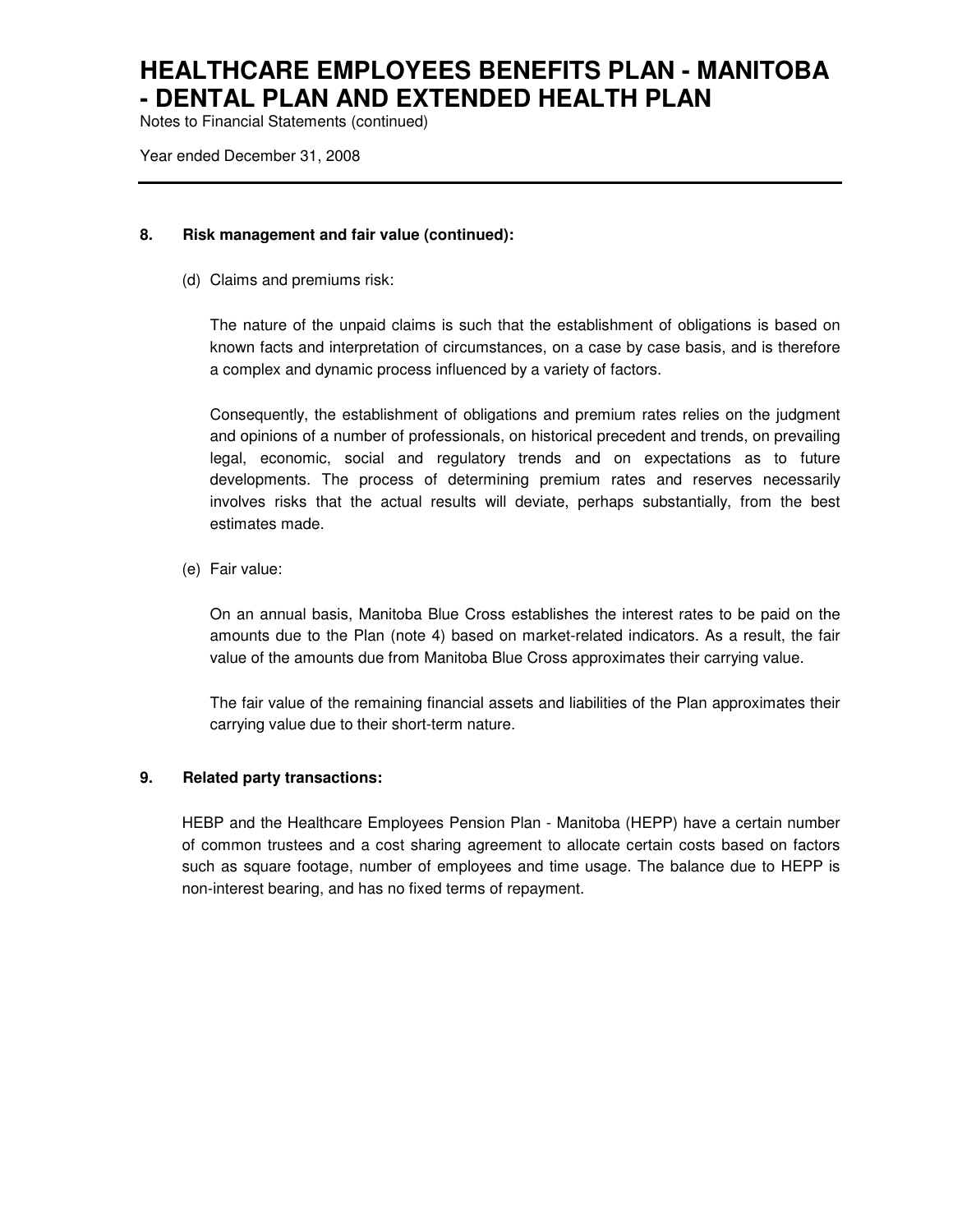## 8. Risk management and fair value (continued):

(d) Claims and premiums risk:

The nature of the unpaid claims is such that the establishment of obligations is based on known facts and interpretation of circumstances, on a case by case basis, and is therefore a complex and dynamic process influenced by a variety of factors.

Consequently, the establishment of obligations and premium rates relies on the judgment and opinions of a number of professionals, on historical precedent and trends, on prevailing legal, economic, social and regulatory trends and on expectations as to future developments. The process of determining premium rates and reserves necessarily involves risks that the actual results will deviate, perhaps substantially, from the best estimates made.

(e) Fair value:

On an annual basis, Manitoba Blue Cross establishes the interest rates to be paid on the amounts due to the Plan (note 4) based on market-related indicators. As a result, the fair value of the amounts due from Manitoba Blue Cross approximates their carrying value.

The fair value of the remaining financial assets and liabilities of the Plan approximates their carrying value due to their short-term nature.

## 9. Related party transactions:

HEBP and the Healthcare Employees Pension Plan - Manitoba (HEPP) have a certain number of common trustees and a cost sharing agreement to allocate certain costs based on factors such as square footage, number of employees and time usage. The balance due to HEPP is non-interest bearing, and has no fixed terms of repayment.